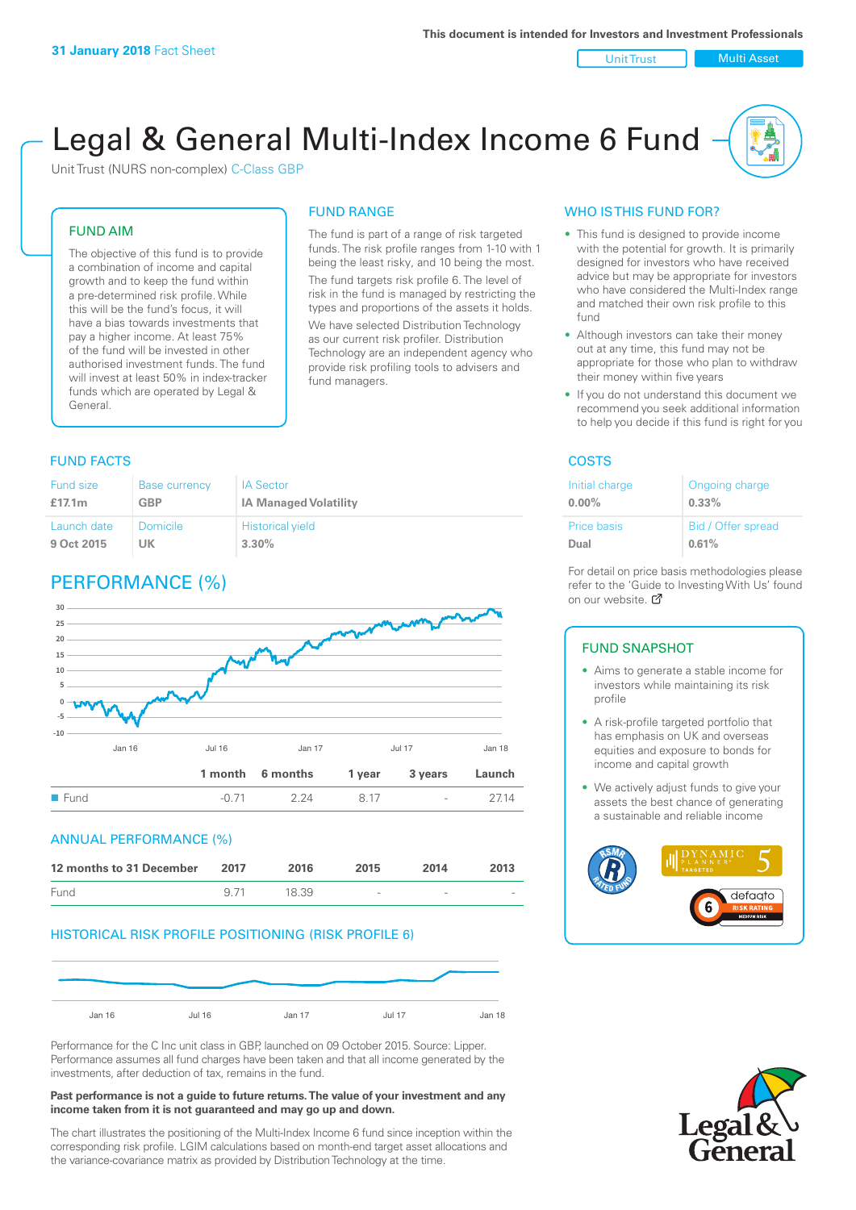**31 January 2018** Fact Sheet

This document is intended for Investors and Investment Professionals

Unit Trust | Multi Asset

# Legal & General Multi-Index Income 6 Fund

Unit Trust (NURS non-complex) C-Class GBP

## FUND AIM

The objective of this fund is to provide a combination of income and capital growth and to keep the fund within a pre-determined risk profile. While this will be the fund's focus, it will have a bias towards investments that pay a higher income. At least 75% of the fund will be invested in other authorised investment funds. The fund will invest at least 50% in index-tracker funds which are operated by Legal & General.

## FUND RANGE

The fund is part of a range of risk targeted funds. The risk profile ranges from 1-10 with 1 being the least risky, and 10 being the most.

The fund targets risk profile 6. The level of risk in the fund is managed by restricting the types and proportions of the assets it holds.

We have selected Distribution Technology as our current risk profiler. Distribution Technology are an independent agency who provide risk profiling tools to advisers and fund managers.

## WHO IS THIS FUND FOR?

- This fund is designed to provide income with the potential for growth. It is primarily designed for investors who have received advice but may be appropriate for investors who have considered the Multi-Index range and matched their own risk profile to this fund
- Although investors can take their money out at any time, this fund may not be appropriate for those who plan to withdraw their money within five years
- If you do not understand this document we recommend you seek additional information to help you decide if this fund is right for you

## FUND FACTS

| Fund size | Base currency | IA Sector |
|---|---|---|
| **£17.1m** | **GBP** | **IA Managed Volatility** |
| Launch date | Domicile | Historical yield |
| **9 Oct 2015** | **UK** | **3.30%** |

## COSTS

| Initial charge | Ongoing charge |
|---|---|
| **0.00%** | **0.33%** |
| Price basis | Bid / Offer spread |
| **Dual** | **0.61%** |

For detail on price basis methodologies please refer to the 'Guide to Investing With Us' found on our website.

## PERFORMANCE (%)

30
25
20
15
10
5
0
-5
-10
Jan 16
Jul 16
Jan 17
Jul 17
Jan 18

| | 1 month | 6 months | 1 year | 3 years | Launch |
|---|---|---|---|---|---|
| Fund | -0.71 | 2.24 | 8.17 | - | 27.14 |

## ANNUAL PERFORMANCE (%)

| 12 months to 31 December | 2017 | 2016 | 2015 | 2014 | 2013 |
|---|---|---|---|---|---|
| Fund | 9.71 | 18.39 | - | - | - |

## HISTORICAL RISK PROFILE POSITIONING (RISK PROFILE 6)

Jan 16
Jul 16
Jan 17
Jul 17
Jan 18

Performance for the C Inc unit class in GBP, launched on 09 October 2015. Source: Lipper. Performance assumes all fund charges have been taken and that all income generated by the investments, after deduction of tax, remains in the fund.

**Past performance is not a guide to future returns. The value of your investment and any income taken from it is not guaranteed and may go up and down.**

The chart illustrates the positioning of the Multi-Index Income 6 fund since inception within the corresponding risk profile. LGIM calculations based on month-end target asset allocations and the variance-covariance matrix as provided by Distribution Technology at the time.

## FUND SNAPSHOT

- Aims to generate a stable income for investors while maintaining its risk profile
- A risk-profile targeted portfolio that has emphasis on UK and overseas equities and exposure to bonds for income and capital growth
- We actively adjust funds to give your assets the best chance of generating a sustainable and reliable income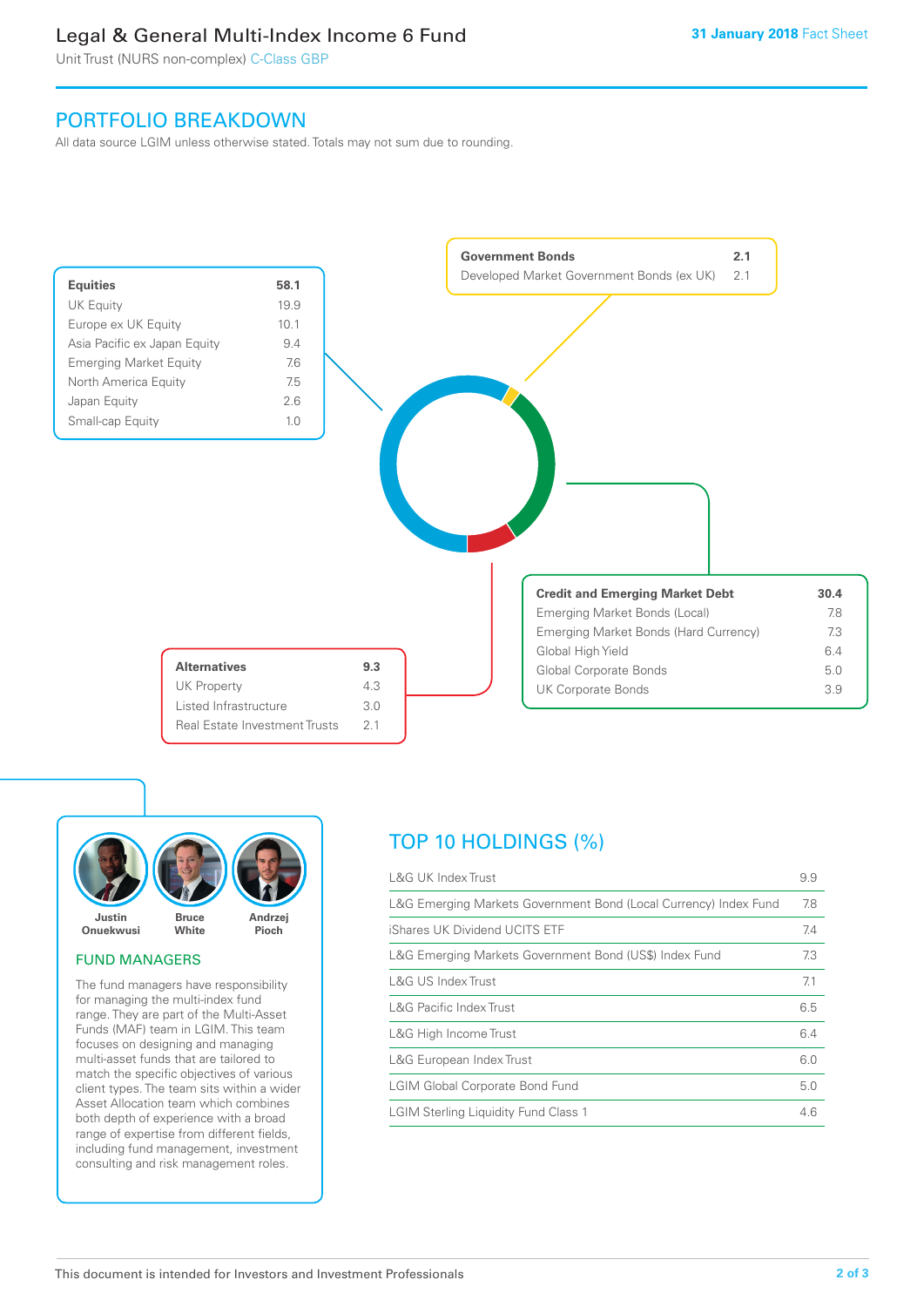# Legal & General Multi-Index Income 6 Fund

Unit Trust (NURS non-complex) C-Class GBP

**31 January 2018** Fact Sheet

## PORTFOLIO BREAKDOWN

All data source LGIM unless otherwise stated. Totals may not sum due to rounding.

| Equities | 58.1 |
|---|---|
| UK Equity | 19.9 |
| Europe ex UK Equity | 10.1 |
| Asia Pacific ex Japan Equity | 9.4 |
| Emerging Market Equity | 7.6 |
| North America Equity | 7.5 |
| Japan Equity | 2.6 |
| Small-cap Equity | 1.0 |

| Government Bonds | 2.1 |
|---|---|
| Developed Market Government Bonds (ex UK) | 2.1 |

| Credit and Emerging Market Debt | 30.4 |
|---|---|
| Emerging Market Bonds (Local) | 7.8 |
| Emerging Market Bonds (Hard Currency) | 7.3 |
| Global High Yield | 6.4 |
| Global Corporate Bonds | 5.0 |
| UK Corporate Bonds | 3.9 |

| Alternatives | 9.3 |
|---|---|
| UK Property | 4.3 |
| Listed Infrastructure | 3.0 |
| Real Estate Investment Trusts | 2.1 |

Justin Onuekwusi
Bruce White
Andrzej Pioch

### FUND MANAGERS

The fund managers have responsibility for managing the multi-index fund range. They are part of the Multi-Asset Funds (MAF) team in LGIM. This team focuses on designing and managing multi-asset funds that are tailored to match the specific objectives of various client types. The team sits within a wider Asset Allocation team which combines both depth of experience with a broad range of expertise from different fields, including fund management, investment consulting and risk management roles.

## TOP 10 HOLDINGS (%)

| | |
|---|---|
| L&G UK Index Trust | 9.9 |
| L&G Emerging Markets Government Bond (Local Currency) Index Fund | 7.8 |
| iShares UK Dividend UCITS ETF | 7.4 |
| L&G Emerging Markets Government Bond (US$) Index Fund | 7.3 |
| L&G US Index Trust | 7.1 |
| L&G Pacific Index Trust | 6.5 |
| L&G High Income Trust | 6.4 |
| L&G European Index Trust | 6.0 |
| LGIM Global Corporate Bond Fund | 5.0 |
| LGIM Sterling Liquidity Fund Class 1 | 4.6 |

This document is intended for Investors and Investment Professionals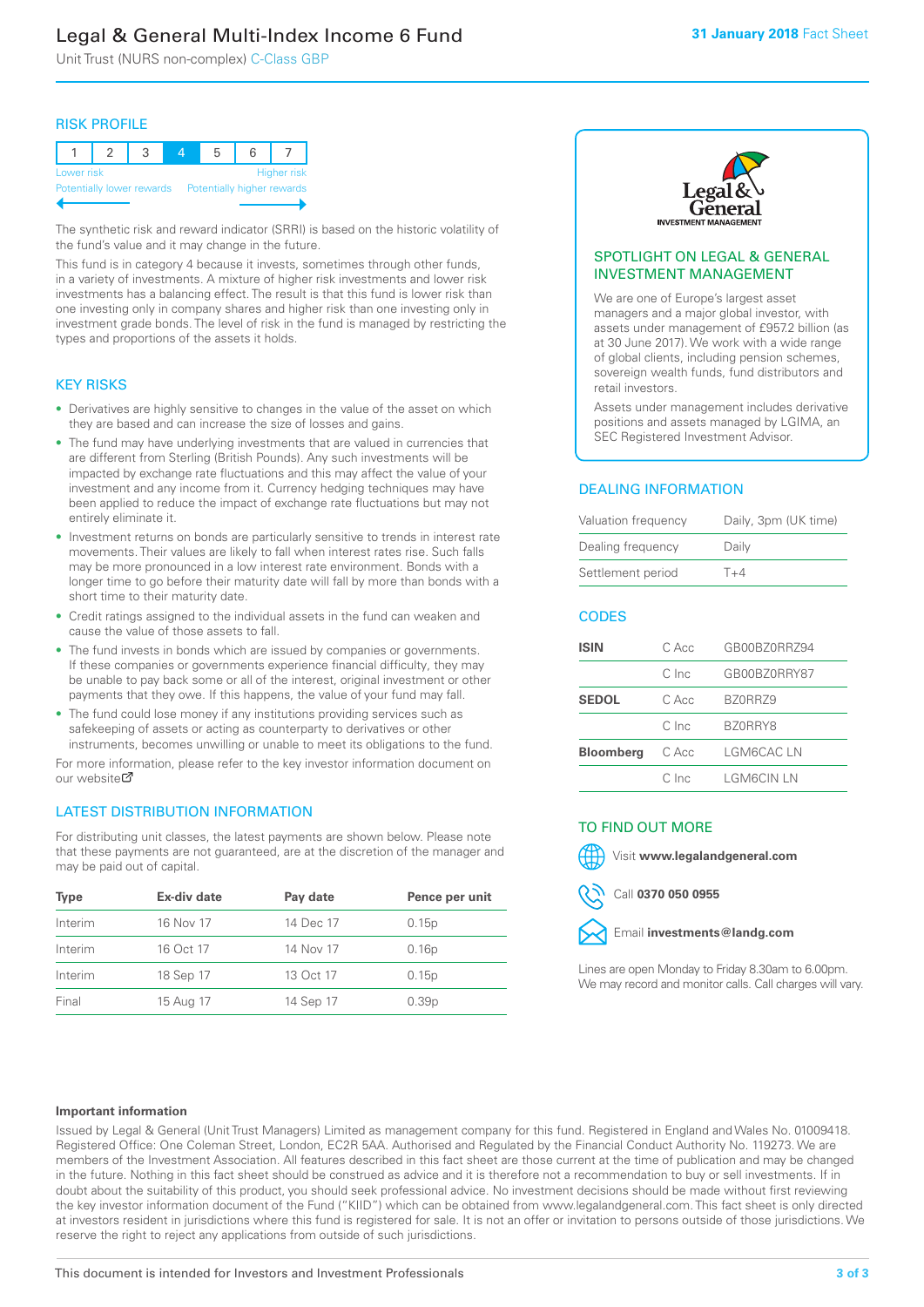# Legal & General Multi-Index Income 6 Fund

Unit Trust (NURS non-complex) C-Class GBP

**31 January 2018** Fact Sheet

## RISK PROFILE

| 1 | 2 | 3 | 4 | 5 | 6 | 7 |
|---|---|---|---|---|---|---|

Lower risk — Higher risk

Potentially lower rewards — Potentially higher rewards

The synthetic risk and reward indicator (SRRI) is based on the historic volatility of the fund's value and it may change in the future.

This fund is in category 4 because it invests, sometimes through other funds, in a variety of investments. A mixture of higher risk investments and lower risk investments has a balancing effect. The result is that this fund is lower risk than one investing only in company shares and higher risk than one investing only in investment grade bonds. The level of risk in the fund is managed by restricting the types and proportions of the assets it holds.

## KEY RISKS

- Derivatives are highly sensitive to changes in the value of the asset on which they are based and can increase the size of losses and gains.
- The fund may have underlying investments that are valued in currencies that are different from Sterling (British Pounds). Any such investments will be impacted by exchange rate fluctuations and this may affect the value of your investment and any income from it. Currency hedging techniques may have been applied to reduce the impact of exchange rate fluctuations but may not entirely eliminate it.
- Investment returns on bonds are particularly sensitive to trends in interest rate movements. Their values are likely to fall when interest rates rise. Such falls may be more pronounced in a low interest rate environment. Bonds with a longer time to go before their maturity date will fall by more than bonds with a short time to their maturity date.
- Credit ratings assigned to the individual assets in the fund can weaken and cause the value of those assets to fall.
- The fund invests in bonds which are issued by companies or governments. If these companies or governments experience financial difficulty, they may be unable to pay back some or all of the interest, original investment or other payments that they owe. If this happens, the value of your fund may fall.
- The fund could lose money if any institutions providing services such as safekeeping of assets or acting as counterparty to derivatives or other instruments, becomes unwilling or unable to meet its obligations to the fund.

For more information, please refer to the key investor information document on our website

## LATEST DISTRIBUTION INFORMATION

For distributing unit classes, the latest payments are shown below. Please note that these payments are not guaranteed, are at the discretion of the manager and may be paid out of capital.

| Type | Ex-div date | Pay date | Pence per unit |
|---|---|---|---|
| Interim | 16 Nov 17 | 14 Dec 17 | 0.15p |
| Interim | 16 Oct 17 | 14 Nov 17 | 0.16p |
| Interim | 18 Sep 17 | 13 Oct 17 | 0.15p |
| Final | 15 Aug 17 | 14 Sep 17 | 0.39p |

## SPOTLIGHT ON LEGAL & GENERAL INVESTMENT MANAGEMENT

We are one of Europe's largest asset managers and a major global investor, with assets under management of £957.2 billion (as at 30 June 2017). We work with a wide range of global clients, including pension schemes, sovereign wealth funds, fund distributors and retail investors.

Assets under management includes derivative positions and assets managed by LGIMA, an SEC Registered Investment Advisor.

## DEALING INFORMATION

| | |
|---|---|
| Valuation frequency | Daily, 3pm (UK time) |
| Dealing frequency | Daily |
| Settlement period | T+4 |

## CODES

| | | |
|---|---|---|
| **ISIN** | C Acc | GB00BZ0RRZ94 |
| | C Inc | GB00BZ0RRY87 |
| **SEDOL** | C Acc | BZ0RRZ9 |
| | C Inc | BZ0RRY8 |
| **Bloomberg** | C Acc | LGM6CAC LN |
| | C Inc | LGM6CIN LN |

## TO FIND OUT MORE

Visit **www.legalandgeneral.com**

Call **0370 050 0955**

Email **investments@landg.com**

Lines are open Monday to Friday 8.30am to 6.00pm. We may record and monitor calls. Call charges will vary.

**Important information**

Issued by Legal & General (Unit Trust Managers) Limited as management company for this fund. Registered in England and Wales No. 01009418. Registered Office: One Coleman Street, London, EC2R 5AA. Authorised and Regulated by the Financial Conduct Authority No. 119273. We are members of the Investment Association. All features described in this fact sheet are those current at the time of publication and may be changed in the future. Nothing in this fact sheet should be construed as advice and it is therefore not a recommendation to buy or sell investments. If in doubt about the suitability of this product, you should seek professional advice. No investment decisions should be made without first reviewing the key investor information document of the Fund ("KIID") which can be obtained from www.legalandgeneral.com. This fact sheet is only directed at investors resident in jurisdictions where this fund is registered for sale. It is not an offer or invitation to persons outside of those jurisdictions. We reserve the right to reject any applications from outside of such jurisdictions.

This document is intended for Investors and Investment Professionals